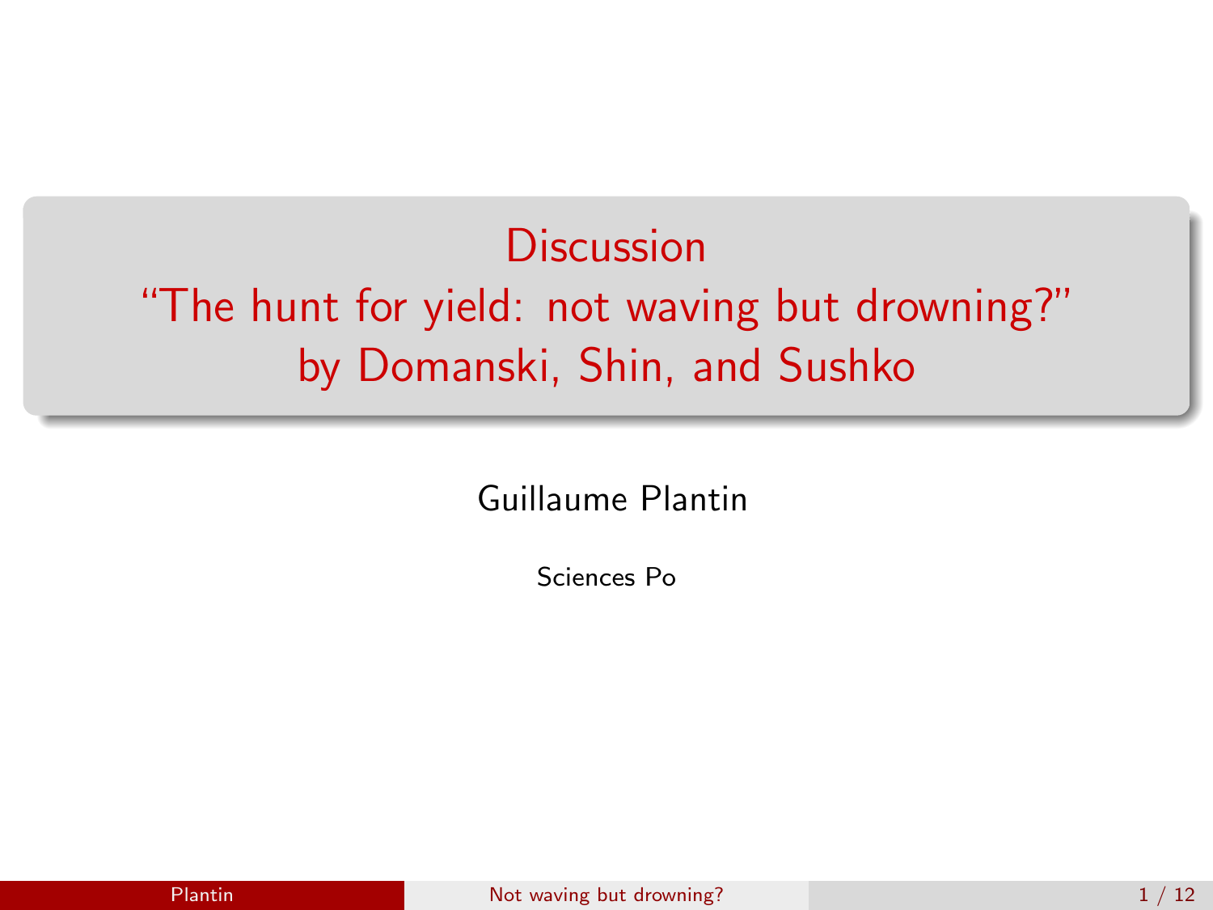# Discussion

# "The hunt for yield: not waving but drowning?" by Domanski, Shin, and Sushko

Guillaume Plantin

Sciences Po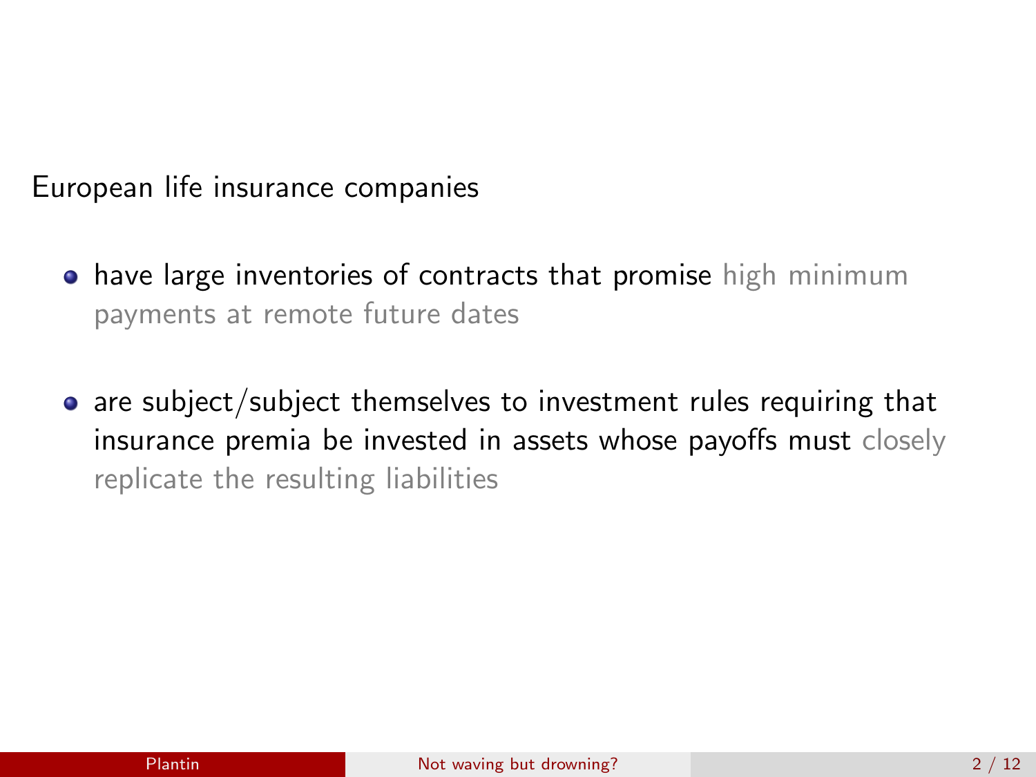European life insurance companies

- have large inventories of contracts that promise high minimum payments at remote future dates
- are subject/subject themselves to investment rules requiring that insurance premia be invested in assets whose payoffs must closely replicate the resulting liabilities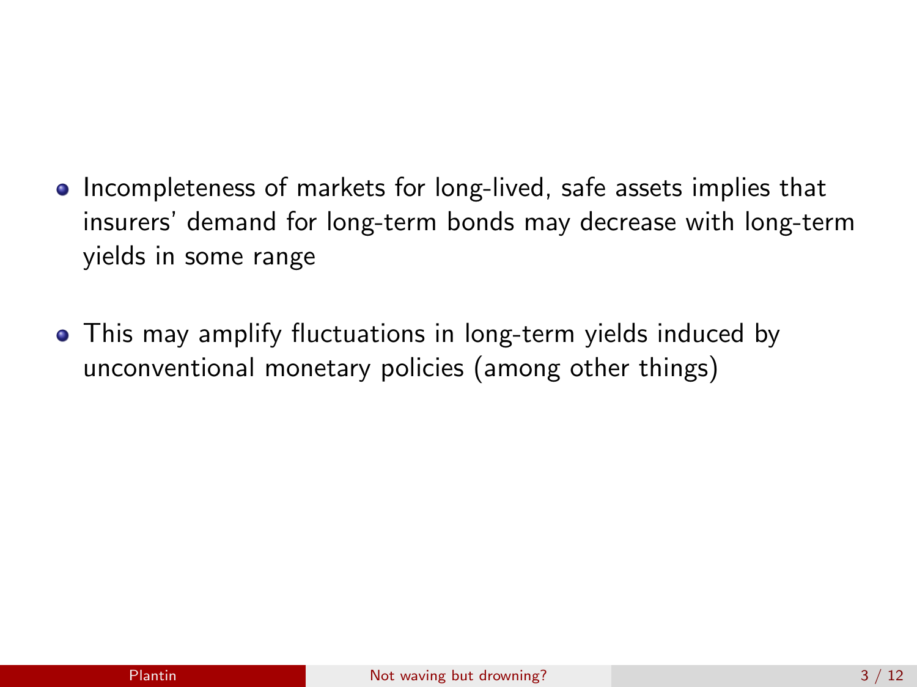- Incompleteness of markets for long-lived, safe assets implies that insurers' demand for long-term bonds may decrease with long-term yields in some range

- This may amplify fluctuations in long-term yields induced by unconventional monetary policies (among other things)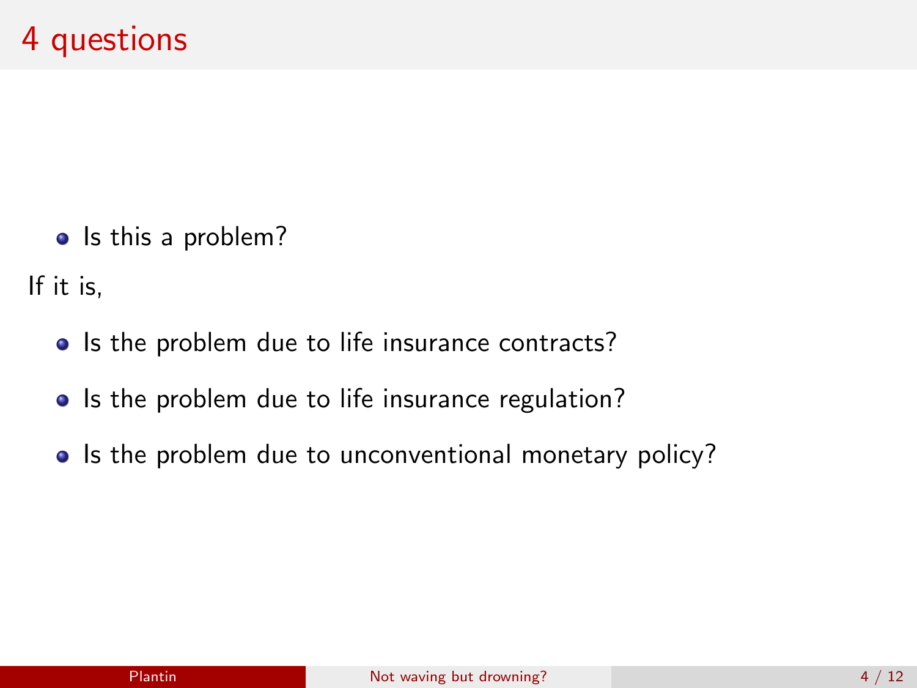# 4 questions

- Is this a problem?

If it is,

- Is the problem due to life insurance contracts?
- Is the problem due to life insurance regulation?
- Is the problem due to unconventional monetary policy?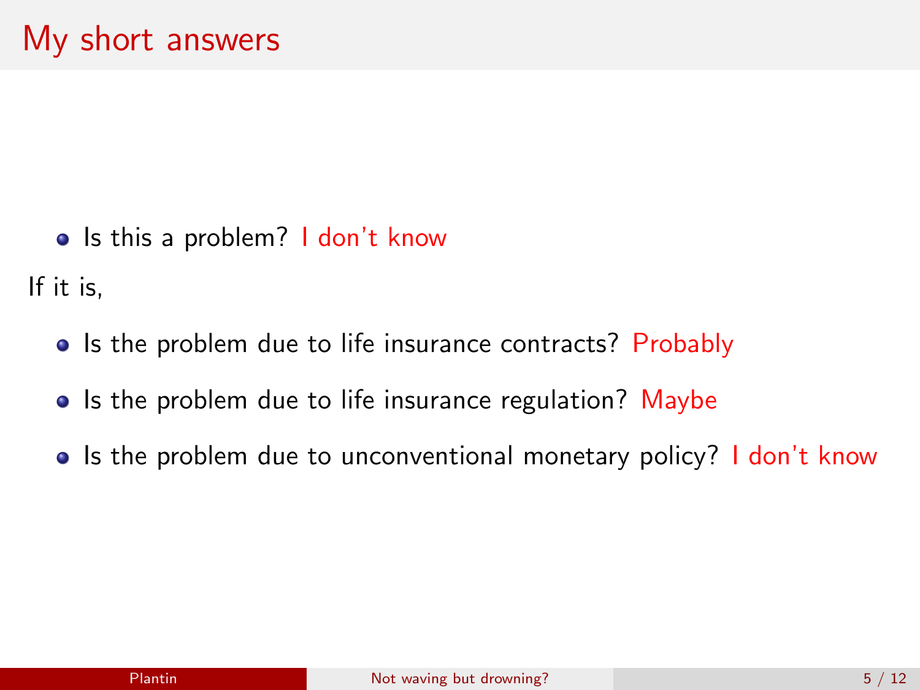# My short answers

- Is this a problem? I don't know

If it is,

- Is the problem due to life insurance contracts? Probably
- Is the problem due to life insurance regulation? Maybe
- Is the problem due to unconventional monetary policy? I don't know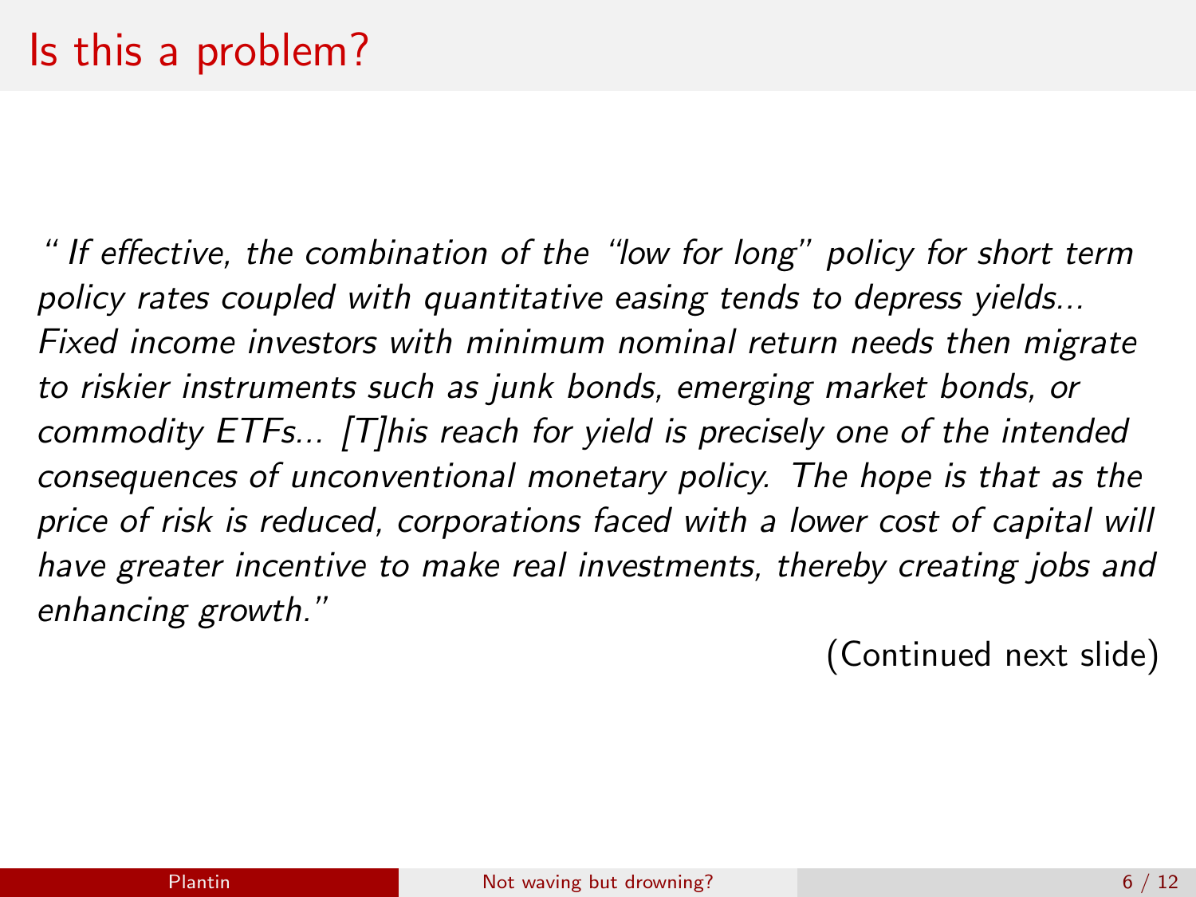# Is this a problem?

*" If effective, the combination of the "low for long" policy for short term policy rates coupled with quantitative easing tends to depress yields... Fixed income investors with minimum nominal return needs then migrate to riskier instruments such as junk bonds, emerging market bonds, or commodity ETFs... [T]his reach for yield is precisely one of the intended consequences of unconventional monetary policy. The hope is that as the price of risk is reduced, corporations faced with a lower cost of capital will have greater incentive to make real investments, thereby creating jobs and enhancing growth."*

(Continued next slide)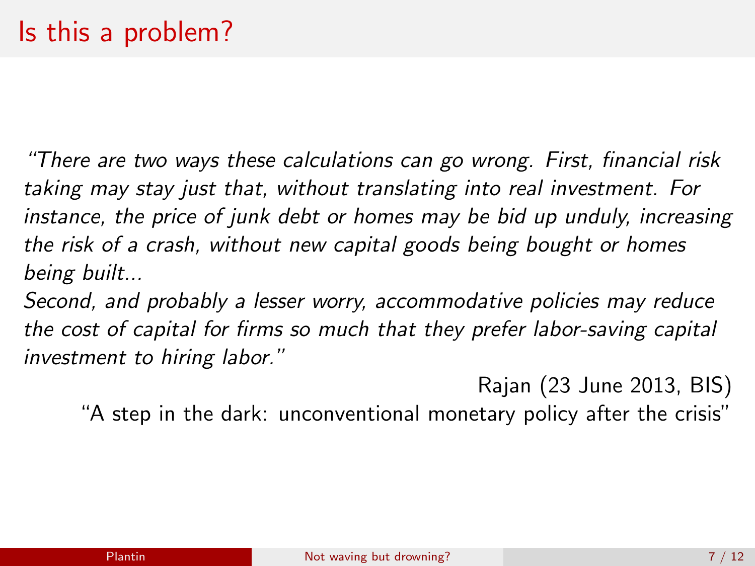# Is this a problem?

*"There are two ways these calculations can go wrong. First, financial risk taking may stay just that, without translating into real investment. For instance, the price of junk debt or homes may be bid up unduly, increasing the risk of a crash, without new capital goods being bought or homes being built...*
*Second, and probably a lesser worry, accommodative policies may reduce the cost of capital for firms so much that they prefer labor-saving capital investment to hiring labor."*

Rajan (23 June 2013, BIS)
"A step in the dark: unconventional monetary policy after the crisis"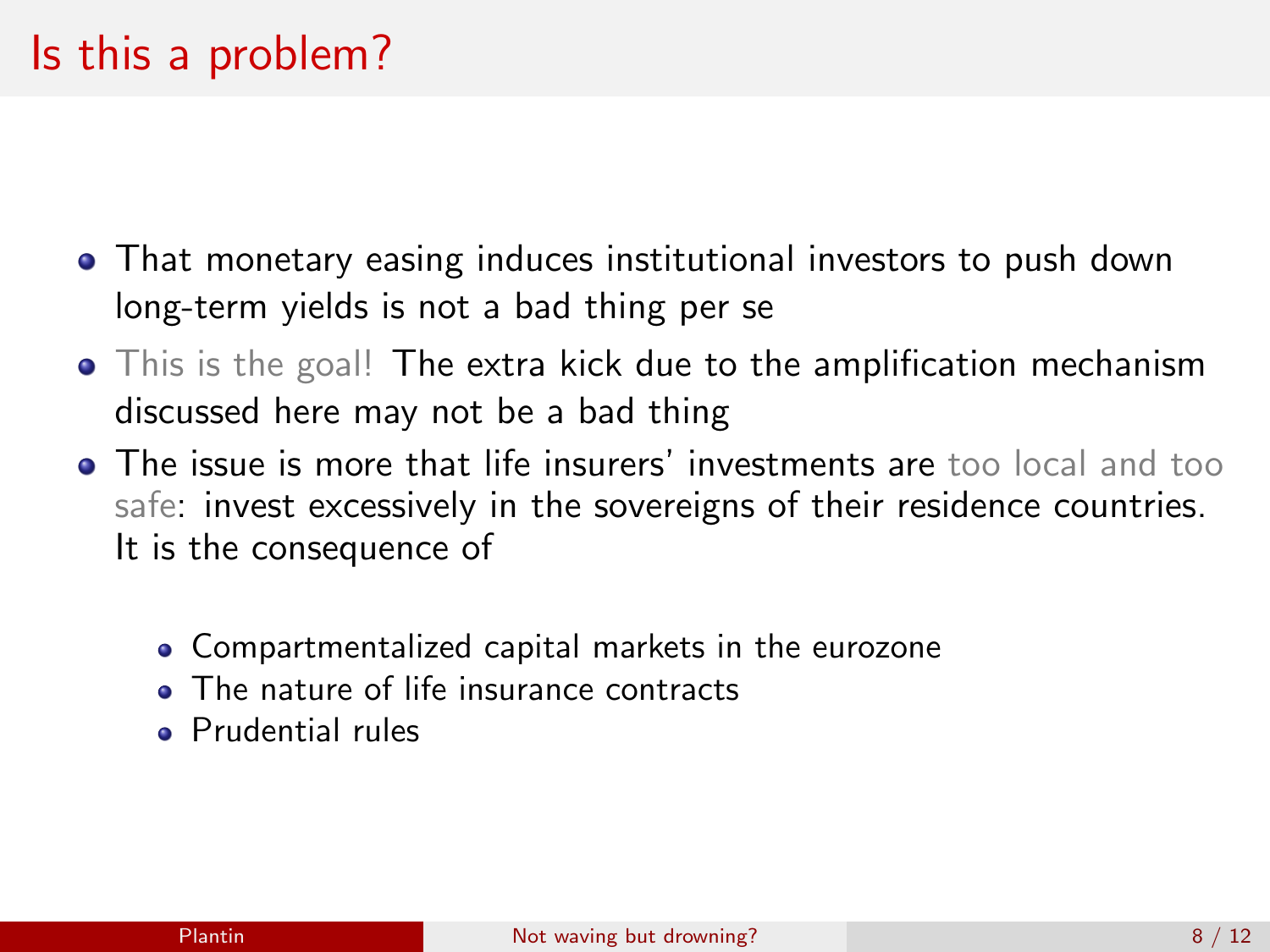# Is this a problem?

- That monetary easing induces institutional investors to push down long-term yields is not a bad thing per se
- This is the goal! The extra kick due to the amplification mechanism discussed here may not be a bad thing
- The issue is more that life insurers' investments are too local and too safe: invest excessively in the sovereigns of their residence countries. It is the consequence of
  - Compartmentalized capital markets in the eurozone
  - The nature of life insurance contracts
  - Prudential rules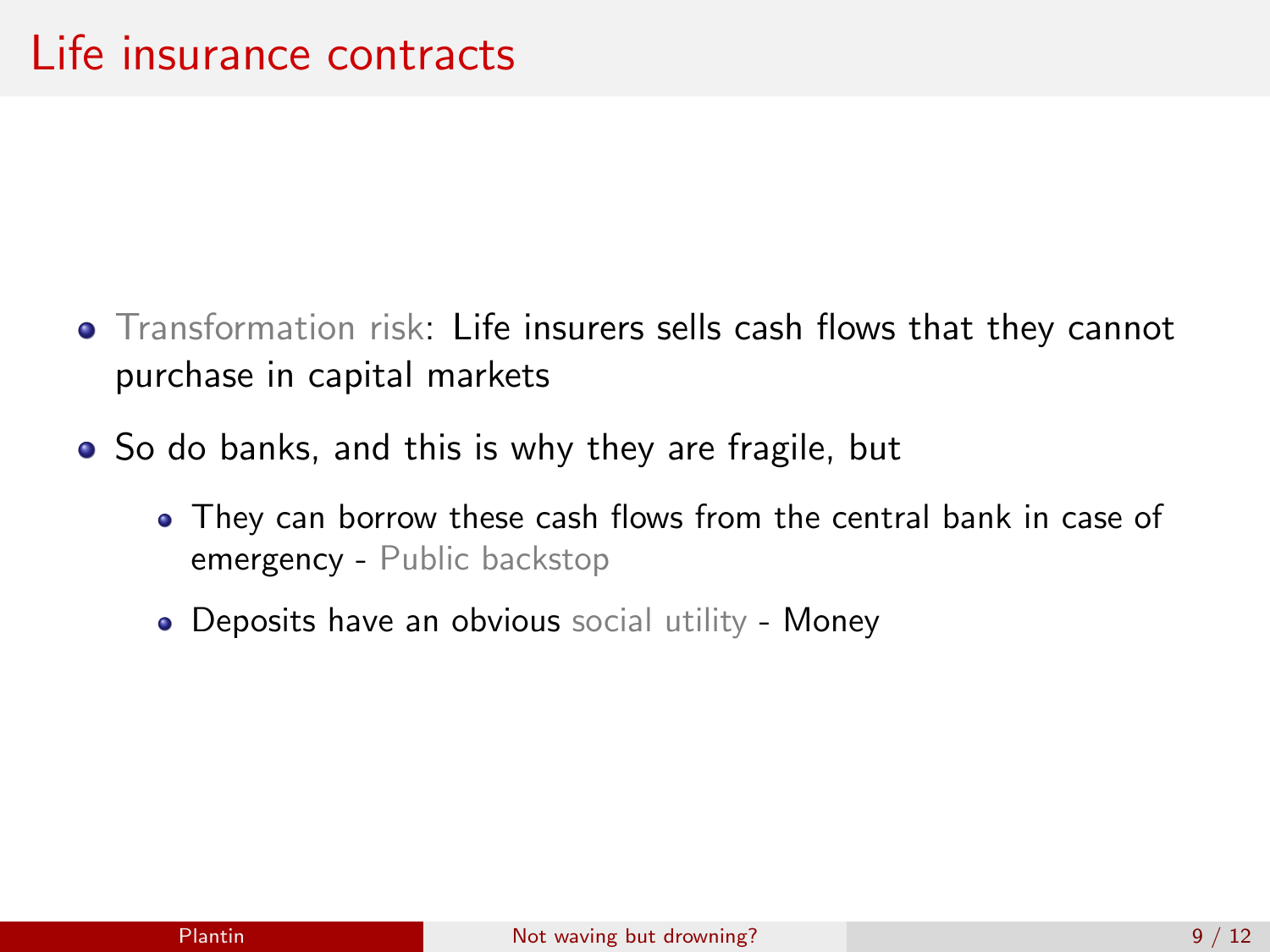# Life insurance contracts

- Transformation risk: Life insurers sells cash flows that they cannot purchase in capital markets
- So do banks, and this is why they are fragile, but
  - They can borrow these cash flows from the central bank in case of emergency - Public backstop
  - Deposits have an obvious social utility - Money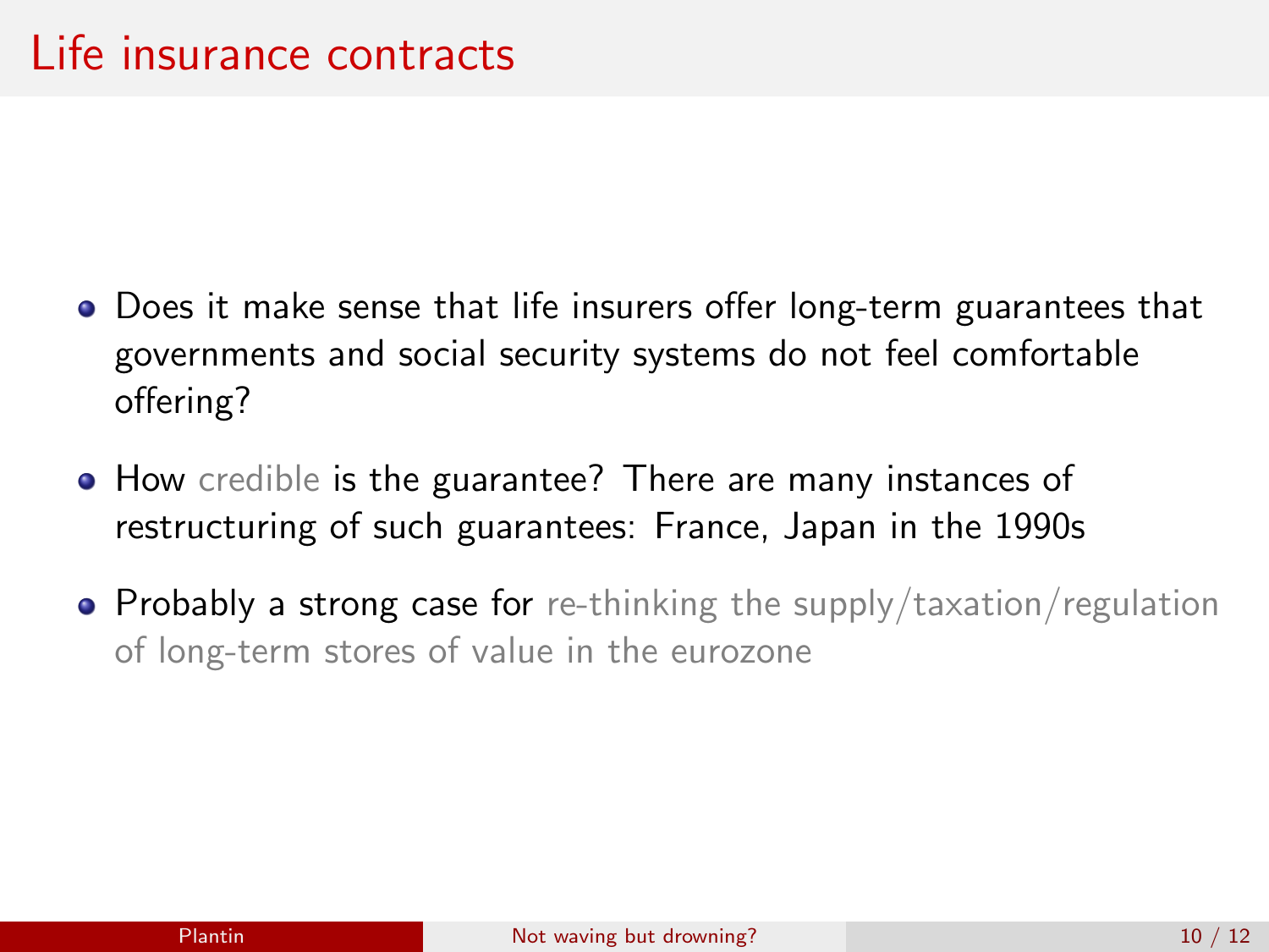# Life insurance contracts

- Does it make sense that life insurers offer long-term guarantees that governments and social security systems do not feel comfortable offering?
- How credible is the guarantee? There are many instances of restructuring of such guarantees: France, Japan in the 1990s
- Probably a strong case for re-thinking the supply/taxation/regulation of long-term stores of value in the eurozone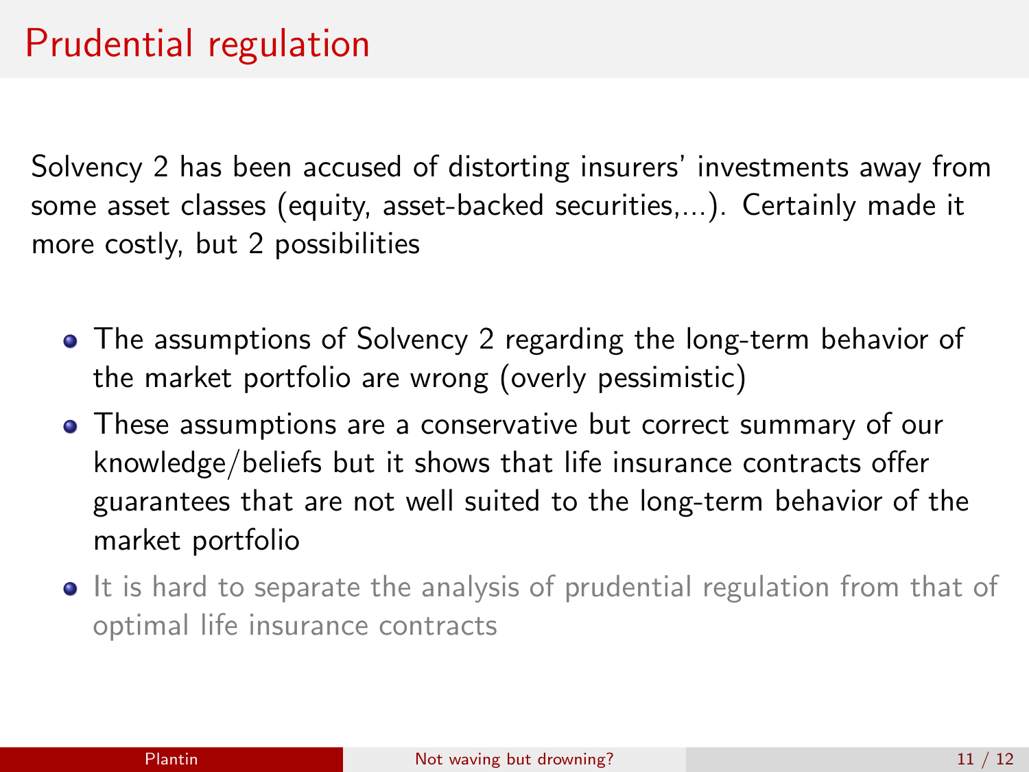# Prudential regulation

Solvency 2 has been accused of distorting insurers' investments away from some asset classes (equity, asset-backed securities,...). Certainly made it more costly, but 2 possibilities

- The assumptions of Solvency 2 regarding the long-term behavior of the market portfolio are wrong (overly pessimistic)
- These assumptions are a conservative but correct summary of our knowledge/beliefs but it shows that life insurance contracts offer guarantees that are not well suited to the long-term behavior of the market portfolio
- It is hard to separate the analysis of prudential regulation from that of optimal life insurance contracts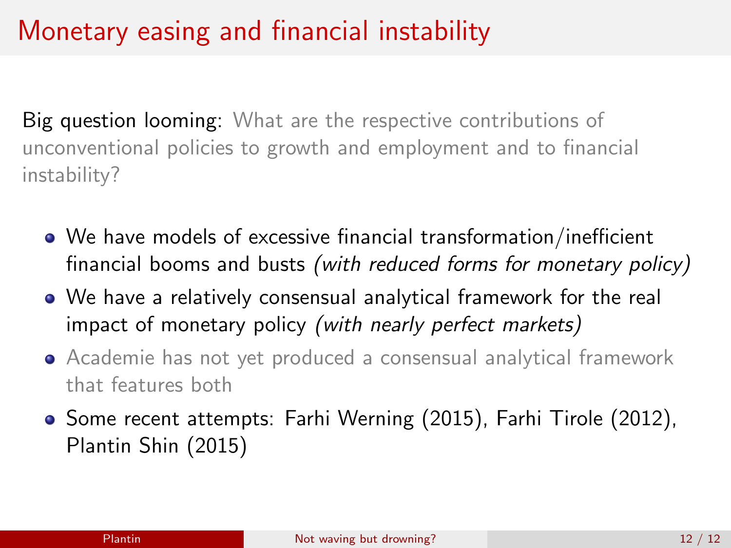# Monetary easing and financial instability

Big question looming: What are the respective contributions of unconventional policies to growth and employment and to financial instability?

- We have models of excessive financial transformation/inefficient financial booms and busts *(with reduced forms for monetary policy)*
- We have a relatively consensual analytical framework for the real impact of monetary policy *(with nearly perfect markets)*
- Academie has not yet produced a consensual analytical framework that features both
- Some recent attempts: Farhi Werning (2015), Farhi Tirole (2012), Plantin Shin (2015)